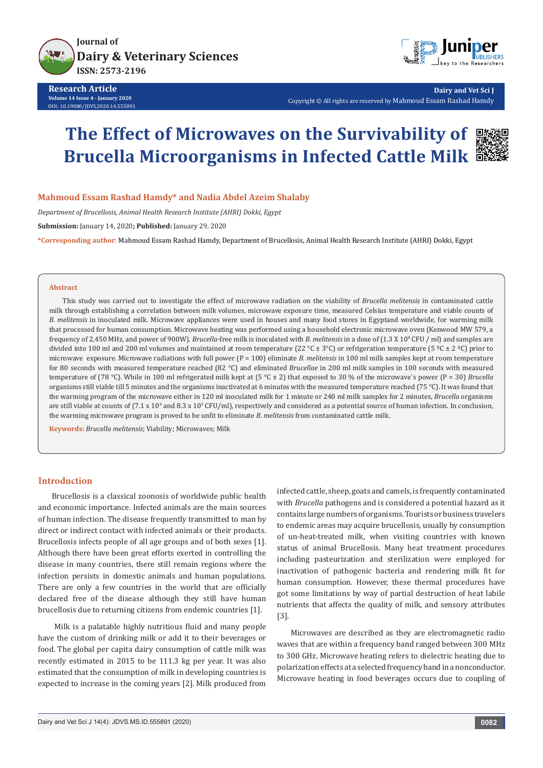# The Effect of Microwaves on the Survivability of Brucella Microorganisms in Infected Cattle Milk

**Mahmoud Essam Rashad Hamdy* and Nadia Abdel Azeim Shalaby**

*Department of Brucellosis, Animal Health Research Institute (AHRI) Dokki, Egypt*

**Submission:** January 14, 2020**; Published:** January 29, 2020

***Corresponding author:** Mahmoud Essam Rashad Hamdy, Department of Brucellosis, Animal Health Research Institute (AHRI) Dokki, Egypt

## Abstract

This study was carried out to investigate the effect of microwave radiation on the viability of *Brucella melitensis* in contaminated cattle milk through establishing a correlation between milk volumes, microwave exposure time, measured Celsius temperature and viable counts of *B. melitensis* in inoculated milk. Microwave appliances were used in houses and many food stores in Egyptand worldwide, for warming milk that processed for human consumption. Microwave heating was performed using a household electronic microwave oven (Kenwood MW 579, a frequency of 2,450 MHz, and power of 900W). *Brucella*-free milk is inoculated with *B. melitensis* in a dose of (1.3 X $10^8$ CFU / ml) and samples are divided into 100 ml and 200 ml volumes and maintained at room temperature (22 °C ± 3°C) or refrigeration temperature (5 ºC ± 2 ºC) prior to microwave exposure. Microwave radiations with full power (P = 100) eliminate *B. melitensis* in 100 ml milk samples kept at room temperature for 80 seconds with measured temperature reached (82 °C) and eliminated *Brucellae* in 200 ml milk samples in 100 seconds with measured temperature of (78 °C). While in 100 ml refrigerated milk kept at (5 °C ± 2) that exposed to 30 % of the microwave`s power (P = 30) *Brucella* organisms still viable till 5 minutes and the organisms inactivated at 6 minutes with the measured temperature reached (75 °C). It was found that the warming program of the microwave either in 120 ml inoculated milk for 1 minute or 240 ml milk samples for 2 minutes, *Brucella* organisms are still viable at counts of (7.1 x $10^4$ and 8.3 x $10^3$ CFU/ml), respectively and considered as a potential source of human infection. In conclusion, the warming microwave program is proved to be unfit to eliminate *B. melitensis* from contaminated cattle milk.

**Keywords:** *Brucella melitensis*; Viability; Microwaves; Milk

## Introduction

Brucellosis is a classical zoonosis of worldwide public health and economic importance. Infected animals are the main sources of human infection. The disease frequently transmitted to man by direct or indirect contact with infected animals or their products. Brucellosis infects people of all age groups and of both sexes [1]. Although there have been great efforts exerted in controlling the disease in many countries, there still remain regions where the infection persists in domestic animals and human populations. There are only a few countries in the world that are officially declared free of the disease although they still have human brucellosis due to returning citizens from endemic countries [1].

Milk is a palatable highly nutritious fluid and many people have the custom of drinking milk or add it to their beverages or food. The global per capita dairy consumption of cattle milk was recently estimated in 2015 to be 111.3 kg per year. It was also estimated that the consumption of milk in developing countries is expected to increase in the coming years [2]. Milk produced from infected cattle, sheep, goats and camels, is frequently contaminated with *Brucella* pathogens and is considered a potential hazard as it contains large numbers of organisms. Tourists or business travelers to endemic areas may acquire brucellosis, usually by consumption of un-heat-treated milk, when visiting countries with known status of animal Brucellosis. Many heat treatment procedures including pasteurization and sterilization were employed for inactivation of pathogenic bacteria and rendering milk fit for human consumption. However, these thermal procedures have got some limitations by way of partial destruction of heat labile nutrients that affects the quality of milk, and sensory attributes [3].

Microwaves are described as they are electromagnetic radio waves that are within a frequency band ranged between 300 MHz to 300 GHz. Microwave heating refers to dielectric heating due to polarization effects at a selected frequency band in a nonconductor. Microwave heating in food beverages occurs due to coupling of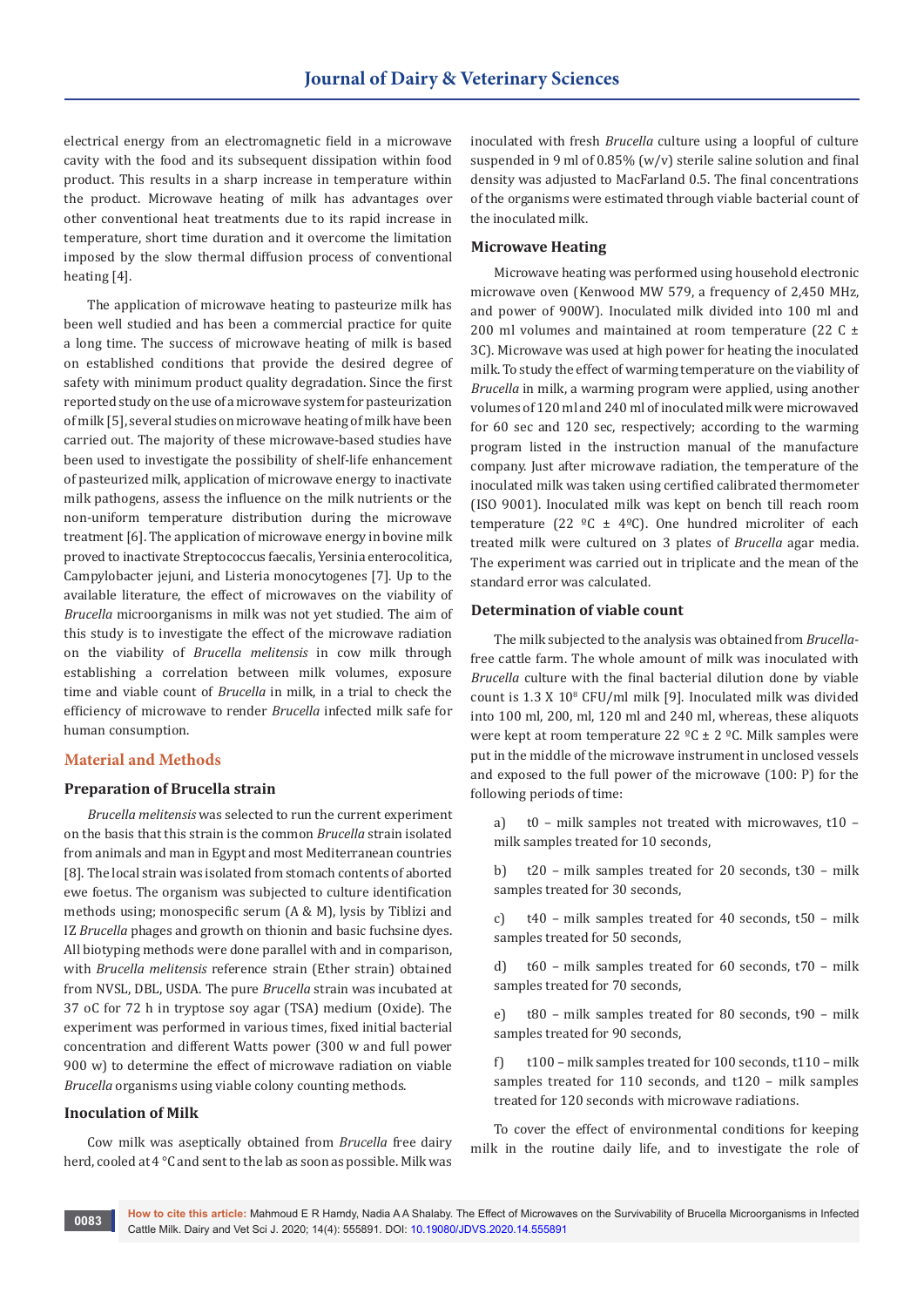electrical energy from an electromagnetic field in a microwave cavity with the food and its subsequent dissipation within food product. This results in a sharp increase in temperature within the product. Microwave heating of milk has advantages over other conventional heat treatments due to its rapid increase in temperature, short time duration and it overcome the limitation imposed by the slow thermal diffusion process of conventional heating [4].

The application of microwave heating to pasteurize milk has been well studied and has been a commercial practice for quite a long time. The success of microwave heating of milk is based on established conditions that provide the desired degree of safety with minimum product quality degradation. Since the first reported study on the use of a microwave system for pasteurization of milk [5], several studies on microwave heating of milk have been carried out. The majority of these microwave-based studies have been used to investigate the possibility of shelf-life enhancement of pasteurized milk, application of microwave energy to inactivate milk pathogens, assess the influence on the milk nutrients or the non-uniform temperature distribution during the microwave treatment [6]. The application of microwave energy in bovine milk proved to inactivate Streptococcus faecalis, Yersinia enterocolitica, Campylobacter jejuni, and Listeria monocytogenes [7]. Up to the available literature, the effect of microwaves on the viability of *Brucella* microorganisms in milk was not yet studied. The aim of this study is to investigate the effect of the microwave radiation on the viability of *Brucella melitensis* in cow milk through establishing a correlation between milk volumes, exposure time and viable count of *Brucella* in milk, in a trial to check the efficiency of microwave to render *Brucella* infected milk safe for human consumption.

## Material and Methods

### Preparation of Brucella strain

*Brucella melitensis* was selected to run the current experiment on the basis that this strain is the common *Brucella* strain isolated from animals and man in Egypt and most Mediterranean countries [8]. The local strain was isolated from stomach contents of aborted ewe foetus. The organism was subjected to culture identification methods using; monospecific serum (A & M), lysis by Tiblizi and IZ *Brucella* phages and growth on thionin and basic fuchsine dyes. All biotyping methods were done parallel with and in comparison, with *Brucella melitensis* reference strain (Ether strain) obtained from NVSL, DBL, USDA. The pure *Brucella* strain was incubated at 37 oC for 72 h in tryptose soy agar (TSA) medium (Oxide). The experiment was performed in various times, fixed initial bacterial concentration and different Watts power (300 w and full power 900 w) to determine the effect of microwave radiation on viable *Brucella* organisms using viable colony counting methods.

### Inoculation of Milk

Cow milk was aseptically obtained from *Brucella* free dairy herd, cooled at 4 °C and sent to the lab as soon as possible. Milk was inoculated with fresh *Brucella* culture using a loopful of culture suspended in 9 ml of 0.85% (w/v) sterile saline solution and final density was adjusted to MacFarland 0.5. The final concentrations of the organisms were estimated through viable bacterial count of the inoculated milk.

### Microwave Heating

Microwave heating was performed using household electronic microwave oven (Kenwood MW 579, a frequency of 2,450 MHz, and power of 900W). Inoculated milk divided into 100 ml and 200 ml volumes and maintained at room temperature (22 C ± 3C). Microwave was used at high power for heating the inoculated milk. To study the effect of warming temperature on the viability of *Brucella* in milk, a warming program were applied, using another volumes of 120 ml and 240 ml of inoculated milk were microwaved for 60 sec and 120 sec, respectively; according to the warming program listed in the instruction manual of the manufacture company. Just after microwave radiation, the temperature of the inoculated milk was taken using certified calibrated thermometer (ISO 9001). Inoculated milk was kept on bench till reach room temperature (22 ºC ± 4ºC). One hundred microliter of each treated milk were cultured on 3 plates of *Brucella* agar media. The experiment was carried out in triplicate and the mean of the standard error was calculated.

### Determination of viable count

The milk subjected to the analysis was obtained from *Brucella*-free cattle farm. The whole amount of milk was inoculated with *Brucella* culture with the final bacterial dilution done by viable count is 1.3 X $10^8$ CFU/ml milk [9]. Inoculated milk was divided into 100 ml, 200, ml, 120 ml and 240 ml, whereas, these aliquots were kept at room temperature 22 ºC ± 2 ºC. Milk samples were put in the middle of the microwave instrument in unclosed vessels and exposed to the full power of the microwave (100: P) for the following periods of time:

a) t0 – milk samples not treated with microwaves, t10 – milk samples treated for 10 seconds,

b) t20 – milk samples treated for 20 seconds, t30 – milk samples treated for 30 seconds,

c) t40 – milk samples treated for 40 seconds, t50 – milk samples treated for 50 seconds,

d) t60 – milk samples treated for 60 seconds, t70 – milk samples treated for 70 seconds,

e) t80 – milk samples treated for 80 seconds, t90 – milk samples treated for 90 seconds,

f) t100 – milk samples treated for 100 seconds, t110 – milk samples treated for 110 seconds, and t120 – milk samples treated for 120 seconds with microwave radiations.

To cover the effect of environmental conditions for keeping milk in the routine daily life, and to investigate the role of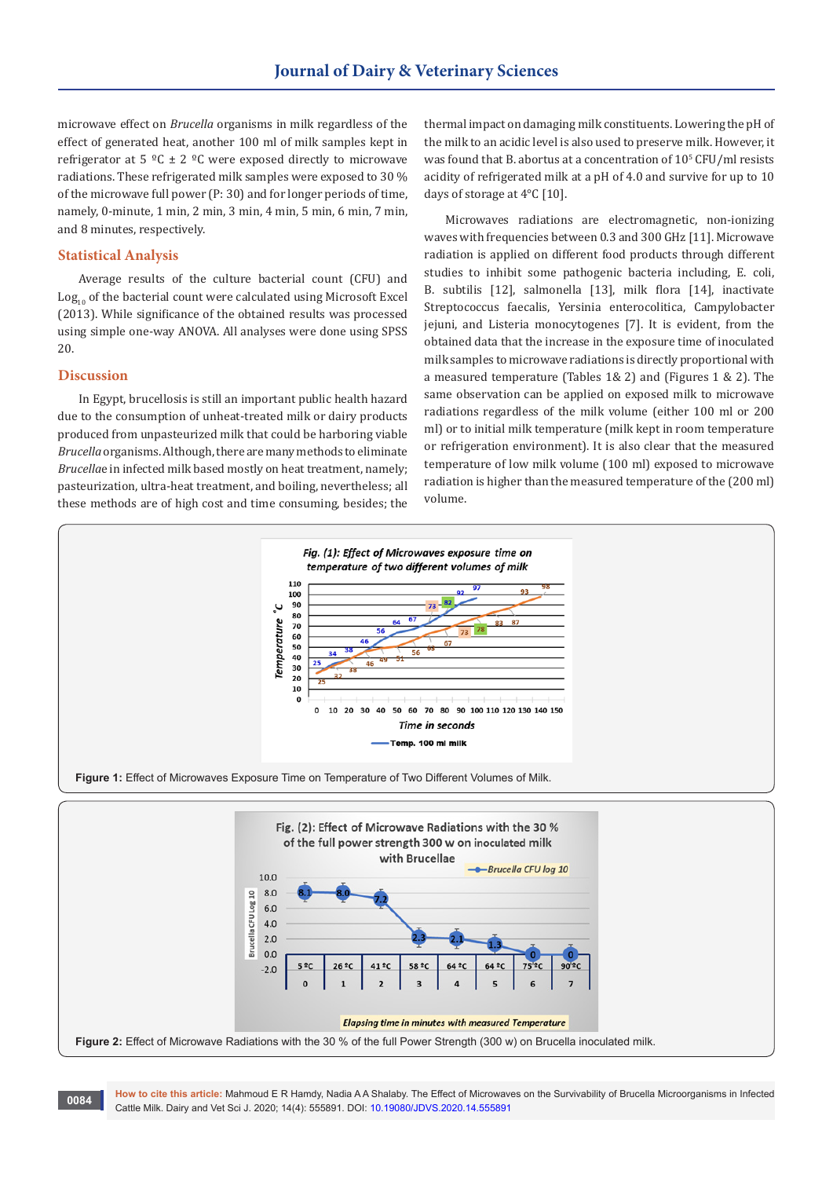microwave effect on *Brucella* organisms in milk regardless of the effect of generated heat, another 100 ml of milk samples kept in refrigerator at 5 ºC ± 2 ºC were exposed directly to microwave radiations. These refrigerated milk samples were exposed to 30 % of the microwave full power (P: 30) and for longer periods of time, namely, 0-minute, 1 min, 2 min, 3 min, 4 min, 5 min, 6 min, 7 min, and 8 minutes, respectively.

## Statistical Analysis

Average results of the culture bacterial count (CFU) and $Log_{10}$ of the bacterial count were calculated using Microsoft Excel (2013). While significance of the obtained results was processed using simple one-way ANOVA. All analyses were done using SPSS 20.

## Discussion

In Egypt, brucellosis is still an important public health hazard due to the consumption of unheat-treated milk or dairy products produced from unpasteurized milk that could be harboring viable *Brucella* organisms. Although, there are many methods to eliminate *Brucellae* in infected milk based mostly on heat treatment, namely; pasteurization, ultra-heat treatment, and boiling, nevertheless; all these methods are of high cost and time consuming, besides; the thermal impact on damaging milk constituents. Lowering the pH of the milk to an acidic level is also used to preserve milk. However, it was found that B. abortus at a concentration of $10^5$ CFU/ml resists acidity of refrigerated milk at a pH of 4.0 and survive for up to 10 days of storage at 4°C [10].

Microwaves radiations are electromagnetic, non-ionizing waves with frequencies between 0.3 and 300 GHz [11]. Microwave radiation is applied on different food products through different studies to inhibit some pathogenic bacteria including, E. coli, B. subtilis [12], salmonella [13], milk flora [14], inactivate Streptococcus faecalis, Yersinia enterocolitica, Campylobacter jejuni, and Listeria monocytogenes [7]. It is evident, from the obtained data that the increase in the exposure time of inoculated milk samples to microwave radiations is directly proportional with a measured temperature (Tables 1& 2) and (Figures 1 & 2). The same observation can be applied on exposed milk to microwave radiations regardless of the milk volume (either 100 ml or 200 ml) or to initial milk temperature (milk kept in room temperature or refrigeration environment). It is also clear that the measured temperature of low milk volume (100 ml) exposed to microwave radiation is higher than the measured temperature of the (200 ml) volume.

**Figure 1:** Effect of Microwaves Exposure Time on Temperature of Two Different Volumes of Milk.

**Figure 2:** Effect of Microwave Radiations with the 30 % of the full Power Strength (300 w) on Brucella inoculated milk.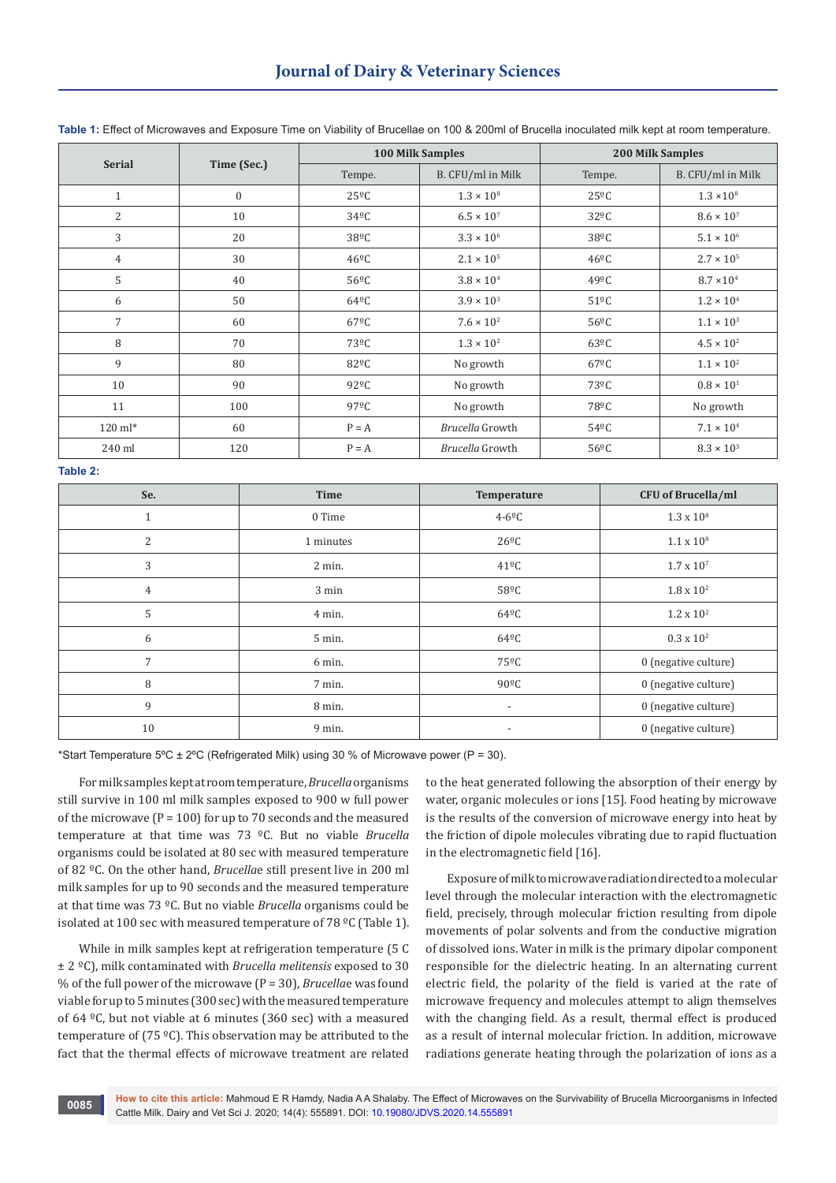**Table 1:** Effect of Microwaves and Exposure Time on Viability of Brucellae on 100 & 200ml of Brucella inoculated milk kept at room temperature.

| Serial | Time (Sec.) | 100 Milk Samples | | 200 Milk Samples | |
|---|---|---|---|---|---|
| | | Tempe. | B. CFU/ml in Milk | Tempe. | B. CFU/ml in Milk |
| 1 | 0 | 25ºC | $1.3 \times 10^8$ | 25ºC | $1.3 \times 10^8$ |
| 2 | 10 | 34ºC | $6.5 \times 10^7$ | 32ºC | $8.6 \times 10^7$ |
| 3 | 20 | 38ºC | $3.3 \times 10^6$ | 38ºC | $5.1 \times 10^6$ |
| 4 | 30 | 46ºC | $2.1 \times 10^5$ | 46ºC | $2.7 \times 10^5$ |
| 5 | 40 | 56ºC | $3.8 \times 10^4$ | 49ºC | $8.7 \times 10^4$ |
| 6 | 50 | 64ºC | $3.9 \times 10^3$ | 51ºC | $1.2 \times 10^4$ |
| 7 | 60 | 67ºC | $7.6 \times 10^2$ | 56ºC | $1.1 \times 10^3$ |
| 8 | 70 | 73ºC | $1.3 \times 10^2$ | 63ºC | $4.5 \times 10^2$ |
| 9 | 80 | 82ºC | No growth | 67ºC | $1.1 \times 10^2$ |
| 10 | 90 | 92ºC | No growth | 73ºC | $0.8 \times 10^1$ |
| 11 | 100 | 97ºC | No growth | 78ºC | No growth |
| 120 ml* | 60 | P = A | *Brucella* Growth | 54ºC | $7.1 \times 10^4$ |
| 240 ml | 120 | P = A | *Brucella* Growth | 56ºC | $8.3 \times 10^3$ |

**Table 2:**

| Se. | Time | Temperature | CFU of Brucella/ml |
|---|---|---|---|
| 1 | 0 Time | 4-6ºC | $1.3 \times 10^8$ |
| 2 | 1 minutes | 26ºC | $1.1 \times 10^8$ |
| 3 | 2 min. | 41ºC | $1.7 \times 10^7$ |
| 4 | 3 min | 58ºC | $1.8 \times 10^2$ |
| 5 | 4 min. | 64ºC | $1.2 \times 10^2$ |
| 6 | 5 min. | 64ºC | $0.3 \times 10^2$ |
| 7 | 6 min. | 75ºC | 0 (negative culture) |
| 8 | 7 min. | 90ºC | 0 (negative culture) |
| 9 | 8 min. | - | 0 (negative culture) |
| 10 | 9 min. | - | 0 (negative culture) |

*Start Temperature 5ºC ± 2ºC (Refrigerated Milk) using 30 % of Microwave power (P = 30).

For milk samples kept at room temperature, *Brucella* organisms still survive in 100 ml milk samples exposed to 900 w full power of the microwave (P = 100) for up to 70 seconds and the measured temperature at that time was 73 ºC. But no viable *Brucella* organisms could be isolated at 80 sec with measured temperature of 82 ºC. On the other hand, *Brucella*e still present live in 200 ml milk samples for up to 90 seconds and the measured temperature at that time was 73 ºC. But no viable *Brucella* organisms could be isolated at 100 sec with measured temperature of 78 ºC (Table 1).

While in milk samples kept at refrigeration temperature (5 C ± 2 ºC), milk contaminated with *Brucella melitensis* exposed to 30 % of the full power of the microwave (P = 30), *Brucella*e was found viable for up to 5 minutes (300 sec) with the measured temperature of 64 ºC, but not viable at 6 minutes (360 sec) with a measured temperature of (75 ºC). This observation may be attributed to the fact that the thermal effects of microwave treatment are related to the heat generated following the absorption of their energy by water, organic molecules or ions [15]. Food heating by microwave is the results of the conversion of microwave energy into heat by the friction of dipole molecules vibrating due to rapid fluctuation in the electromagnetic field [16].

Exposure of milk to microwave radiation directed to a molecular level through the molecular interaction with the electromagnetic field, precisely, through molecular friction resulting from dipole movements of polar solvents and from the conductive migration of dissolved ions. Water in milk is the primary dipolar component responsible for the dielectric heating. In an alternating current electric field, the polarity of the field is varied at the rate of microwave frequency and molecules attempt to align themselves with the changing field. As a result, thermal effect is produced as a result of internal molecular friction. In addition, microwave radiations generate heating through the polarization of ions as a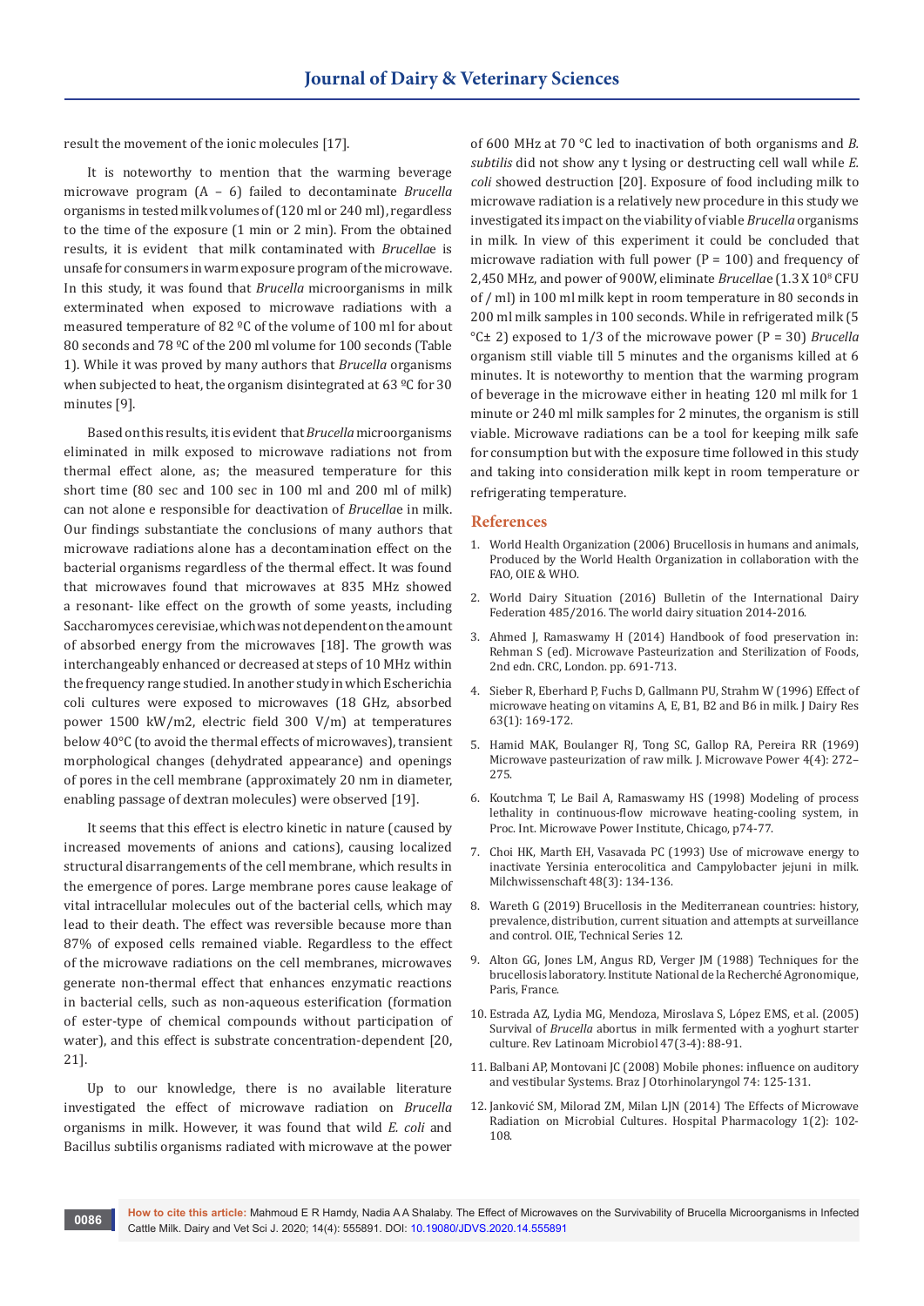result the movement of the ionic molecules [17].

It is noteworthy to mention that the warming beverage microwave program (A – 6) failed to decontaminate *Brucella* organisms in tested milk volumes of (120 ml or 240 ml), regardless to the time of the exposure (1 min or 2 min). From the obtained results, it is evident that milk contaminated with *Brucellae* is unsafe for consumers in warm exposure program of the microwave. In this study, it was found that *Brucella* microorganisms in milk exterminated when exposed to microwave radiations with a measured temperature of 82 ºC of the volume of 100 ml for about 80 seconds and 78 ºC of the 200 ml volume for 100 seconds (Table 1). While it was proved by many authors that *Brucella* organisms when subjected to heat, the organism disintegrated at 63 ºC for 30 minutes [9].

Based on this results, it is evident that *Brucella* microorganisms eliminated in milk exposed to microwave radiations not from thermal effect alone, as; the measured temperature for this short time (80 sec and 100 sec in 100 ml and 200 ml of milk) can not alone e responsible for deactivation of *Brucellae* in milk. Our findings substantiate the conclusions of many authors that microwave radiations alone has a decontamination effect on the bacterial organisms regardless of the thermal effect. It was found that microwaves found that microwaves at 835 MHz showed a resonant- like effect on the growth of some yeasts, including Saccharomyces cerevisiae, which was not dependent on the amount of absorbed energy from the microwaves [18]. The growth was interchangeably enhanced or decreased at steps of 10 MHz within the frequency range studied. In another study in which Escherichia coli cultures were exposed to microwaves (18 GHz, absorbed power 1500 kW/m2, electric field 300 V/m) at temperatures below 40°C (to avoid the thermal effects of microwaves), transient morphological changes (dehydrated appearance) and openings of pores in the cell membrane (approximately 20 nm in diameter, enabling passage of dextran molecules) were observed [19].

It seems that this effect is electro kinetic in nature (caused by increased movements of anions and cations), causing localized structural disarrangements of the cell membrane, which results in the emergence of pores. Large membrane pores cause leakage of vital intracellular molecules out of the bacterial cells, which may lead to their death. The effect was reversible because more than 87% of exposed cells remained viable. Regardless to the effect of the microwave radiations on the cell membranes, microwaves generate non-thermal effect that enhances enzymatic reactions in bacterial cells, such as non-aqueous esterification (formation of ester-type of chemical compounds without participation of water), and this effect is substrate concentration-dependent [20, 21].

Up to our knowledge, there is no available literature investigated the effect of microwave radiation on *Brucella* organisms in milk. However, it was found that wild *E. coli* and Bacillus subtilis organisms radiated with microwave at the power of 600 MHz at 70 °C led to inactivation of both organisms and *B. subtilis* did not show any t lysing or destructing cell wall while *E. coli* showed destruction [20]. Exposure of food including milk to microwave radiation is a relatively new procedure in this study we investigated its impact on the viability of viable *Brucella* organisms in milk. In view of this experiment it could be concluded that microwave radiation with full power (P = 100) and frequency of 2,450 MHz, and power of 900W, eliminate *Brucellae* (1.3 X $10^8$ CFU of / ml) in 100 ml milk kept in room temperature in 80 seconds in 200 ml milk samples in 100 seconds. While in refrigerated milk (5 °C± 2) exposed to 1/3 of the microwave power (P = 30) *Brucella* organism still viable till 5 minutes and the organisms killed at 6 minutes. It is noteworthy to mention that the warming program of beverage in the microwave either in heating 120 ml milk for 1 minute or 240 ml milk samples for 2 minutes, the organism is still viable. Microwave radiations can be a tool for keeping milk safe for consumption but with the exposure time followed in this study and taking into consideration milk kept in room temperature or refrigerating temperature.

## References

1. World Health Organization (2006) Brucellosis in humans and animals, Produced by the World Health Organization in collaboration with the FAO, OIE & WHO.
2. World Dairy Situation (2016) Bulletin of the International Dairy Federation 485/2016. The world dairy situation 2014-2016.
3. Ahmed J, Ramaswamy H (2014) Handbook of food preservation in: Rehman S (ed). Microwave Pasteurization and Sterilization of Foods, 2nd edn. CRC, London. pp. 691-713.
4. Sieber R, Eberhard P, Fuchs D, Gallmann PU, Strahm W (1996) Effect of microwave heating on vitamins A, E, B1, B2 and B6 in milk. J Dairy Res 63(1): 169-172.
5. Hamid MAK, Boulanger RJ, Tong SC, Gallop RA, Pereira RR (1969) Microwave pasteurization of raw milk. J. Microwave Power 4(4): 272–275.
6. Koutchma T, Le Bail A, Ramaswamy HS (1998) Modeling of process lethality in continuous-flow microwave heating-cooling system, in Proc. Int. Microwave Power Institute, Chicago, p74-77.
7. Choi HK, Marth EH, Vasavada PC (1993) Use of microwave energy to inactivate Yersinia enterocolitica and Campylobacter jejuni in milk. Milchwissenschaft 48(3): 134-136.
8. Wareth G (2019) Brucellosis in the Mediterranean countries: history, prevalence, distribution, current situation and attempts at surveillance and control. OIE, Technical Series 12.
9. Alton GG, Jones LM, Angus RD, Verger JM (1988) Techniques for the brucellosis laboratory. Institute National de la Recherché Agronomique, Paris, France.
10. Estrada AZ, Lydia MG, Mendoza, Miroslava S, López EMS, et al. (2005) Survival of *Brucella* abortus in milk fermented with a yoghurt starter culture. Rev Latinoam Microbiol 47(3-4): 88-91.
11. Balbani AP, Montovani JC (2008) Mobile phones: influence on auditory and vestibular Systems. Braz J Otorhinolaryngol 74: 125-131.
12. Janković SM, Milorad ZM, Milan LJN (2014) The Effects of Microwave Radiation on Microbial Cultures. Hospital Pharmacology 1(2): 102-108.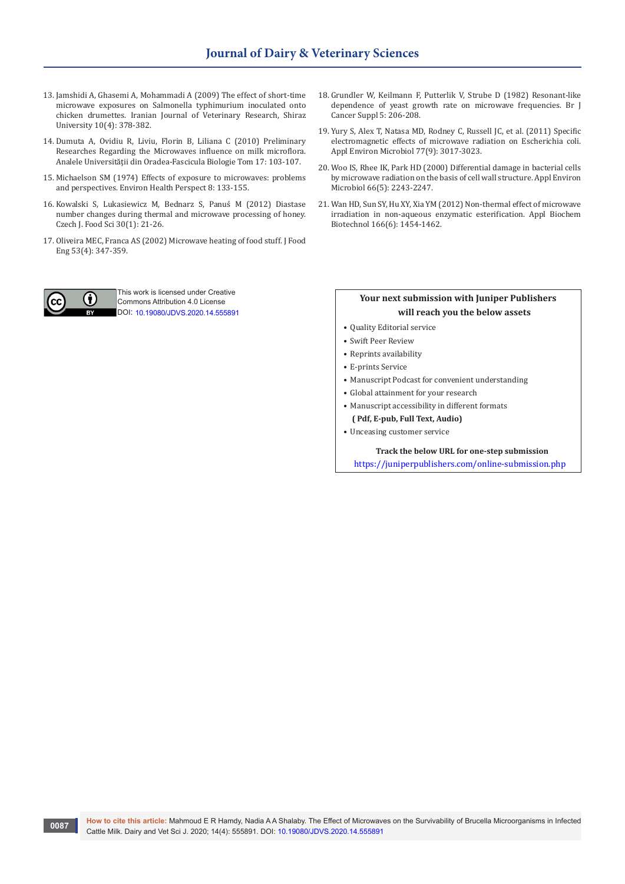13. Jamshidi A, Ghasemi A, Mohammadi A (2009) The effect of short-time microwave exposures on Salmonella typhimurium inoculated onto chicken drumettes. Iranian Journal of Veterinary Research, Shiraz University 10(4): 378-382.

14. Dumuta A, Ovidiu R, Liviu, Florin B, Liliana C (2010) Preliminary Researches Regarding the Microwaves influence on milk microflora. Analele Universităţii din Oradea-Fascicula Biologie Tom 17: 103-107.

15. Michaelson SM (1974) Effects of exposure to microwaves: problems and perspectives. Environ Health Perspect 8: 133-155.

16. Kowalski S, Lukasiewicz M, Bednarz S, Panuś M (2012) Diastase number changes during thermal and microwave processing of honey. Czech J. Food Sci 30(1): 21-26.

17. Oliveira MEC, Franca AS (2002) Microwave heating of food stuff. J Food Eng 53(4): 347-359.

18. Grundler W, Keilmann F, Putterlik V, Strube D (1982) Resonant-like dependence of yeast growth rate on microwave frequencies. Br J Cancer Suppl 5: 206-208.

19. Yury S, Alex T, Natasa MD, Rodney C, Russell JC, et al. (2011) Specific electromagnetic effects of microwave radiation on Escherichia coli. Appl Environ Microbiol 77(9): 3017-3023.

20. Woo IS, Rhee IK, Park HD (2000) Differential damage in bacterial cells by microwave radiation on the basis of cell wall structure. Appl Environ Microbiol 66(5): 2243-2247.

21. Wan HD, Sun SY, Hu XY, Xia YM (2012) Non-thermal effect of microwave irradiation in non-aqueous enzymatic esterification. Appl Biochem Biotechnol 166(6): 1454-1462.

This work is licensed under Creative Commons Attribution 4.0 License
DOI: 10.19080/JDVS.2020.14.555891

**Your next submission with Juniper Publishers will reach you the below assets**

- Quality Editorial service
- Swift Peer Review
- Reprints availability
- E-prints Service
- Manuscript Podcast for convenient understanding
- Global attainment for your research
- Manuscript accessibility in different formats
  **( Pdf, E-pub, Full Text, Audio)**
- Unceasing customer service

**Track the below URL for one-step submission**
https://juniperpublishers.com/online-submission.php

**How to cite this article:** Mahmoud E R Hamdy, Nadia A A Shalaby. The Effect of Microwaves on the Survivability of Brucella Microorganisms in Infected Cattle Milk. Dairy and Vet Sci J. 2020; 14(4): 555891. DOI: 10.19080/JDVS.2020.14.555891